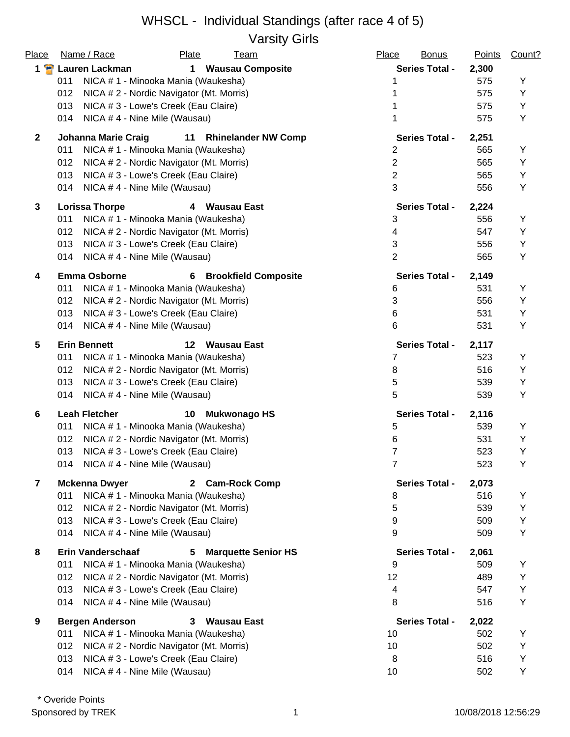# WHSCL - Individual Standings (after race 4 of 5)

## Varsity Girls

| Place | Name / Race | Plate | Team | Place | Bonus | Points | Count? |
|---|---|---|---|---|---|---|---|
| **1** | **Lauren Lackman** | **1** | **Wausau Composite** | **Series Total -** | | **2,300** | |
| | 011 NICA # 1 - Minooka Mania (Waukesha) | | | 1 | | 575 | Y |
| | 012 NICA # 2 - Nordic Navigator (Mt. Morris) | | | 1 | | 575 | Y |
| | 013 NICA # 3 - Lowe's Creek (Eau Claire) | | | 1 | | 575 | Y |
| | 014 NICA # 4 - Nine Mile (Wausau) | | | 1 | | 575 | Y |
| **2** | **Johanna Marie Craig** | **11** | **Rhinelander NW Comp** | **Series Total -** | | **2,251** | |
| | 011 NICA # 1 - Minooka Mania (Waukesha) | | | 2 | | 565 | Y |
| | 012 NICA # 2 - Nordic Navigator (Mt. Morris) | | | 2 | | 565 | Y |
| | 013 NICA # 3 - Lowe's Creek (Eau Claire) | | | 2 | | 565 | Y |
| | 014 NICA # 4 - Nine Mile (Wausau) | | | 3 | | 556 | Y |
| **3** | **Lorissa Thorpe** | **4** | **Wausau East** | **Series Total -** | | **2,224** | |
| | 011 NICA # 1 - Minooka Mania (Waukesha) | | | 3 | | 556 | Y |
| | 012 NICA # 2 - Nordic Navigator (Mt. Morris) | | | 4 | | 547 | Y |
| | 013 NICA # 3 - Lowe's Creek (Eau Claire) | | | 3 | | 556 | Y |
| | 014 NICA # 4 - Nine Mile (Wausau) | | | 2 | | 565 | Y |
| **4** | **Emma Osborne** | **6** | **Brookfield Composite** | **Series Total -** | | **2,149** | |
| | 011 NICA # 1 - Minooka Mania (Waukesha) | | | 6 | | 531 | Y |
| | 012 NICA # 2 - Nordic Navigator (Mt. Morris) | | | 3 | | 556 | Y |
| | 013 NICA # 3 - Lowe's Creek (Eau Claire) | | | 6 | | 531 | Y |
| | 014 NICA # 4 - Nine Mile (Wausau) | | | 6 | | 531 | Y |
| **5** | **Erin Bennett** | **12** | **Wausau East** | **Series Total -** | | **2,117** | |
| | 011 NICA # 1 - Minooka Mania (Waukesha) | | | 7 | | 523 | Y |
| | 012 NICA # 2 - Nordic Navigator (Mt. Morris) | | | 8 | | 516 | Y |
| | 013 NICA # 3 - Lowe's Creek (Eau Claire) | | | 5 | | 539 | Y |
| | 014 NICA # 4 - Nine Mile (Wausau) | | | 5 | | 539 | Y |
| **6** | **Leah Fletcher** | **10** | **Mukwonago HS** | **Series Total -** | | **2,116** | |
| | 011 NICA # 1 - Minooka Mania (Waukesha) | | | 5 | | 539 | Y |
| | 012 NICA # 2 - Nordic Navigator (Mt. Morris) | | | 6 | | 531 | Y |
| | 013 NICA # 3 - Lowe's Creek (Eau Claire) | | | 7 | | 523 | Y |
| | 014 NICA # 4 - Nine Mile (Wausau) | | | 7 | | 523 | Y |
| **7** | **Mckenna Dwyer** | **2** | **Cam-Rock Comp** | **Series Total -** | | **2,073** | |
| | 011 NICA # 1 - Minooka Mania (Waukesha) | | | 8 | | 516 | Y |
| | 012 NICA # 2 - Nordic Navigator (Mt. Morris) | | | 5 | | 539 | Y |
| | 013 NICA # 3 - Lowe's Creek (Eau Claire) | | | 9 | | 509 | Y |
| | 014 NICA # 4 - Nine Mile (Wausau) | | | 9 | | 509 | Y |
| **8** | **Erin Vanderschaaf** | **5** | **Marquette Senior HS** | **Series Total -** | | **2,061** | |
| | 011 NICA # 1 - Minooka Mania (Waukesha) | | | 9 | | 509 | Y |
| | 012 NICA # 2 - Nordic Navigator (Mt. Morris) | | | 12 | | 489 | Y |
| | 013 NICA # 3 - Lowe's Creek (Eau Claire) | | | 4 | | 547 | Y |
| | 014 NICA # 4 - Nine Mile (Wausau) | | | 8 | | 516 | Y |
| **9** | **Bergen Anderson** | **3** | **Wausau East** | **Series Total -** | | **2,022** | |
| | 011 NICA # 1 - Minooka Mania (Waukesha) | | | 10 | | 502 | Y |
| | 012 NICA # 2 - Nordic Navigator (Mt. Morris) | | | 10 | | 502 | Y |
| | 013 NICA # 3 - Lowe's Creek (Eau Claire) | | | 8 | | 516 | Y |
| | 014 NICA # 4 - Nine Mile (Wausau) | | | 10 | | 502 | Y |

\* Overide Points

Sponsored by TREK

10/08/2018 12:56:29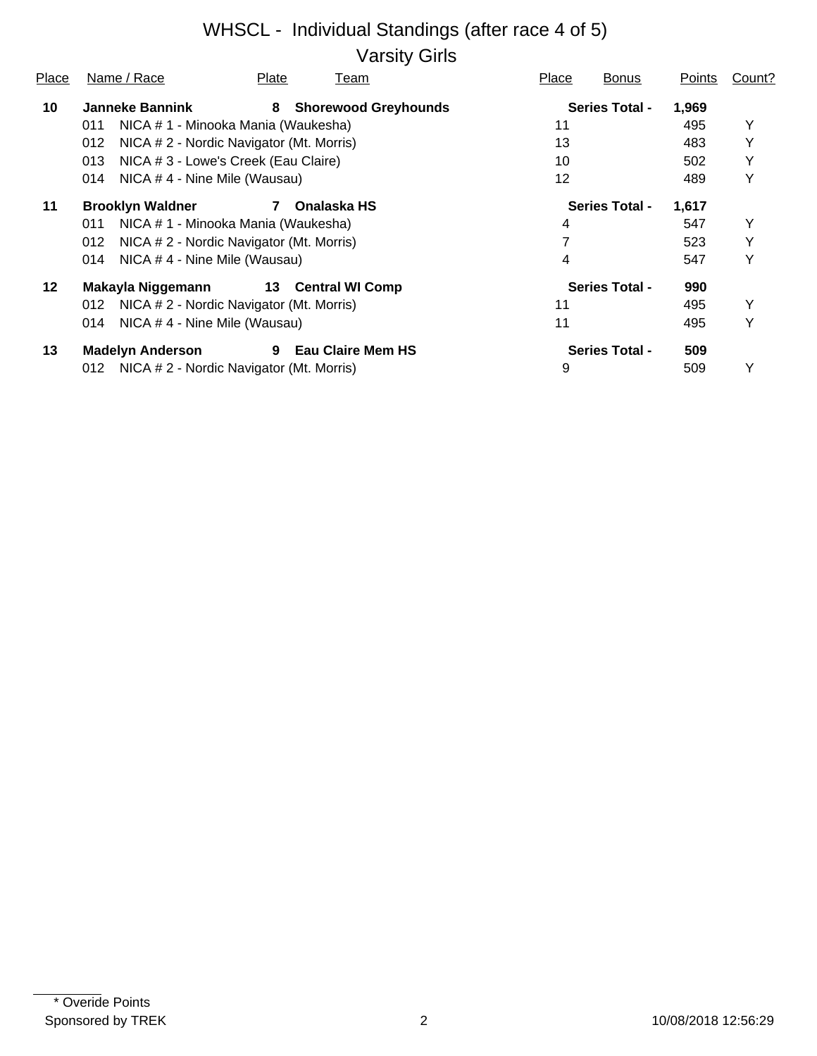# WHSCL - Individual Standings (after race 4 of 5)

## Varsity Girls

| Place | Name / Race | Plate | Team | Place | Bonus | Points | Count? |
|---|---|---|---|---|---|---|---|
| **10** | **Janneke Bannink** | **8** | **Shorewood Greyhounds** | | **Series Total -** | **1,969** | |
| | 011 NICA # 1 - Minooka Mania (Waukesha) | | | 11 | | 495 | Y |
| | 012 NICA # 2 - Nordic Navigator (Mt. Morris) | | | 13 | | 483 | Y |
| | 013 NICA # 3 - Lowe's Creek (Eau Claire) | | | 10 | | 502 | Y |
| | 014 NICA # 4 - Nine Mile (Wausau) | | | 12 | | 489 | Y |
| **11** | **Brooklyn Waldner** | **7** | **Onalaska HS** | | **Series Total -** | **1,617** | |
| | 011 NICA # 1 - Minooka Mania (Waukesha) | | | 4 | | 547 | Y |
| | 012 NICA # 2 - Nordic Navigator (Mt. Morris) | | | 7 | | 523 | Y |
| | 014 NICA # 4 - Nine Mile (Wausau) | | | 4 | | 547 | Y |
| **12** | **Makayla Niggemann** | **13** | **Central WI Comp** | | **Series Total -** | **990** | |
| | 012 NICA # 2 - Nordic Navigator (Mt. Morris) | | | 11 | | 495 | Y |
| | 014 NICA # 4 - Nine Mile (Wausau) | | | 11 | | 495 | Y |
| **13** | **Madelyn Anderson** | **9** | **Eau Claire Mem HS** | | **Series Total -** | **509** | |
| | 012 NICA # 2 - Nordic Navigator (Mt. Morris) | | | 9 | | 509 | Y |

\* Overide Points

Sponsored by TREK

10/08/2018 12:56:29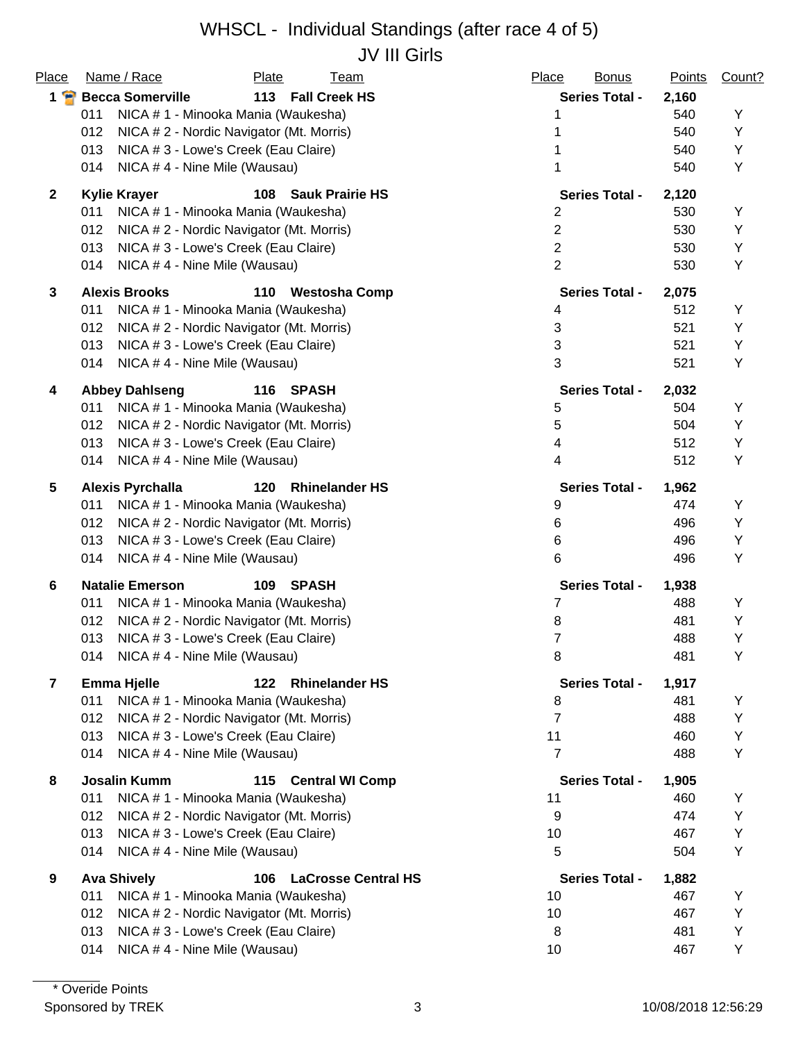# WHSCL - Individual Standings (after race 4 of 5)

## JV III Girls

| Place | Name / Race | Plate | Team | Place | Bonus | Points | Count? |
|---|---|---|---|---|---|---|---|
| **1** | **Becca Somerville** | **113** | **Fall Creek HS** | **Series Total -** | | **2,160** | |
| | 011 NICA # 1 - Minooka Mania (Waukesha) | | | 1 | | 540 | Y |
| | 012 NICA # 2 - Nordic Navigator (Mt. Morris) | | | 1 | | 540 | Y |
| | 013 NICA # 3 - Lowe's Creek (Eau Claire) | | | 1 | | 540 | Y |
| | 014 NICA # 4 - Nine Mile (Wausau) | | | 1 | | 540 | Y |
| **2** | **Kylie Krayer** | **108** | **Sauk Prairie HS** | **Series Total -** | | **2,120** | |
| | 011 NICA # 1 - Minooka Mania (Waukesha) | | | 2 | | 530 | Y |
| | 012 NICA # 2 - Nordic Navigator (Mt. Morris) | | | 2 | | 530 | Y |
| | 013 NICA # 3 - Lowe's Creek (Eau Claire) | | | 2 | | 530 | Y |
| | 014 NICA # 4 - Nine Mile (Wausau) | | | 2 | | 530 | Y |
| **3** | **Alexis Brooks** | **110** | **Westosha Comp** | **Series Total -** | | **2,075** | |
| | 011 NICA # 1 - Minooka Mania (Waukesha) | | | 4 | | 512 | Y |
| | 012 NICA # 2 - Nordic Navigator (Mt. Morris) | | | 3 | | 521 | Y |
| | 013 NICA # 3 - Lowe's Creek (Eau Claire) | | | 3 | | 521 | Y |
| | 014 NICA # 4 - Nine Mile (Wausau) | | | 3 | | 521 | Y |
| **4** | **Abbey Dahlseng** | **116** | **SPASH** | **Series Total -** | | **2,032** | |
| | 011 NICA # 1 - Minooka Mania (Waukesha) | | | 5 | | 504 | Y |
| | 012 NICA # 2 - Nordic Navigator (Mt. Morris) | | | 5 | | 504 | Y |
| | 013 NICA # 3 - Lowe's Creek (Eau Claire) | | | 4 | | 512 | Y |
| | 014 NICA # 4 - Nine Mile (Wausau) | | | 4 | | 512 | Y |
| **5** | **Alexis Pyrchalla** | **120** | **Rhinelander HS** | **Series Total -** | | **1,962** | |
| | 011 NICA # 1 - Minooka Mania (Waukesha) | | | 9 | | 474 | Y |
| | 012 NICA # 2 - Nordic Navigator (Mt. Morris) | | | 6 | | 496 | Y |
| | 013 NICA # 3 - Lowe's Creek (Eau Claire) | | | 6 | | 496 | Y |
| | 014 NICA # 4 - Nine Mile (Wausau) | | | 6 | | 496 | Y |
| **6** | **Natalie Emerson** | **109** | **SPASH** | **Series Total -** | | **1,938** | |
| | 011 NICA # 1 - Minooka Mania (Waukesha) | | | 7 | | 488 | Y |
| | 012 NICA # 2 - Nordic Navigator (Mt. Morris) | | | 8 | | 481 | Y |
| | 013 NICA # 3 - Lowe's Creek (Eau Claire) | | | 7 | | 488 | Y |
| | 014 NICA # 4 - Nine Mile (Wausau) | | | 8 | | 481 | Y |
| **7** | **Emma Hjelle** | **122** | **Rhinelander HS** | **Series Total -** | | **1,917** | |
| | 011 NICA # 1 - Minooka Mania (Waukesha) | | | 8 | | 481 | Y |
| | 012 NICA # 2 - Nordic Navigator (Mt. Morris) | | | 7 | | 488 | Y |
| | 013 NICA # 3 - Lowe's Creek (Eau Claire) | | | 11 | | 460 | Y |
| | 014 NICA # 4 - Nine Mile (Wausau) | | | 7 | | 488 | Y |
| **8** | **Josalin Kumm** | **115** | **Central WI Comp** | **Series Total -** | | **1,905** | |
| | 011 NICA # 1 - Minooka Mania (Waukesha) | | | 11 | | 460 | Y |
| | 012 NICA # 2 - Nordic Navigator (Mt. Morris) | | | 9 | | 474 | Y |
| | 013 NICA # 3 - Lowe's Creek (Eau Claire) | | | 10 | | 467 | Y |
| | 014 NICA # 4 - Nine Mile (Wausau) | | | 5 | | 504 | Y |
| **9** | **Ava Shively** | **106** | **LaCrosse Central HS** | **Series Total -** | | **1,882** | |
| | 011 NICA # 1 - Minooka Mania (Waukesha) | | | 10 | | 467 | Y |
| | 012 NICA # 2 - Nordic Navigator (Mt. Morris) | | | 10 | | 467 | Y |
| | 013 NICA # 3 - Lowe's Creek (Eau Claire) | | | 8 | | 481 | Y |
| | 014 NICA # 4 - Nine Mile (Wausau) | | | 10 | | 467 | Y |

\* Overide Points

Sponsored by TREK

10/08/2018 12:56:29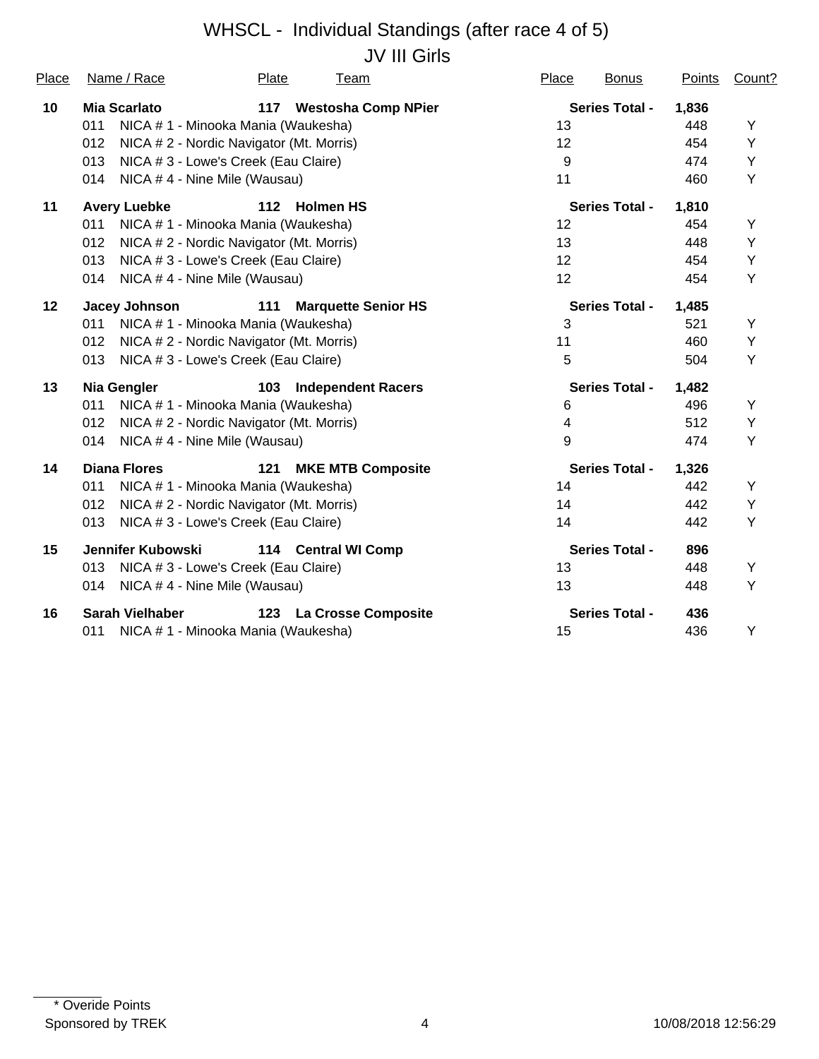# WHSCL - Individual Standings (after race 4 of 5)

## JV III Girls

| Place | Name / Race | Plate | Team | Place | Bonus | Points | Count? |
|---|---|---|---|---|---|---|---|
| **10** | **Mia Scarlato** | **117** | **Westosha Comp NPier** | | **Series Total -** | **1,836** | |
| | 011 NICA # 1 - Minooka Mania (Waukesha) | | | 13 | | 448 | Y |
| | 012 NICA # 2 - Nordic Navigator (Mt. Morris) | | | 12 | | 454 | Y |
| | 013 NICA # 3 - Lowe's Creek (Eau Claire) | | | 9 | | 474 | Y |
| | 014 NICA # 4 - Nine Mile (Wausau) | | | 11 | | 460 | Y |
| **11** | **Avery Luebke** | **112** | **Holmen HS** | | **Series Total -** | **1,810** | |
| | 011 NICA # 1 - Minooka Mania (Waukesha) | | | 12 | | 454 | Y |
| | 012 NICA # 2 - Nordic Navigator (Mt. Morris) | | | 13 | | 448 | Y |
| | 013 NICA # 3 - Lowe's Creek (Eau Claire) | | | 12 | | 454 | Y |
| | 014 NICA # 4 - Nine Mile (Wausau) | | | 12 | | 454 | Y |
| **12** | **Jacey Johnson** | **111** | **Marquette Senior HS** | | **Series Total -** | **1,485** | |
| | 011 NICA # 1 - Minooka Mania (Waukesha) | | | 3 | | 521 | Y |
| | 012 NICA # 2 - Nordic Navigator (Mt. Morris) | | | 11 | | 460 | Y |
| | 013 NICA # 3 - Lowe's Creek (Eau Claire) | | | 5 | | 504 | Y |
| **13** | **Nia Gengler** | **103** | **Independent Racers** | | **Series Total -** | **1,482** | |
| | 011 NICA # 1 - Minooka Mania (Waukesha) | | | 6 | | 496 | Y |
| | 012 NICA # 2 - Nordic Navigator (Mt. Morris) | | | 4 | | 512 | Y |
| | 014 NICA # 4 - Nine Mile (Wausau) | | | 9 | | 474 | Y |
| **14** | **Diana Flores** | **121** | **MKE MTB Composite** | | **Series Total -** | **1,326** | |
| | 011 NICA # 1 - Minooka Mania (Waukesha) | | | 14 | | 442 | Y |
| | 012 NICA # 2 - Nordic Navigator (Mt. Morris) | | | 14 | | 442 | Y |
| | 013 NICA # 3 - Lowe's Creek (Eau Claire) | | | 14 | | 442 | Y |
| **15** | **Jennifer Kubowski** | **114** | **Central WI Comp** | | **Series Total -** | **896** | |
| | 013 NICA # 3 - Lowe's Creek (Eau Claire) | | | 13 | | 448 | Y |
| | 014 NICA # 4 - Nine Mile (Wausau) | | | 13 | | 448 | Y |
| **16** | **Sarah Vielhaber** | **123** | **La Crosse Composite** | | **Series Total -** | **436** | |
| | 011 NICA # 1 - Minooka Mania (Waukesha) | | | 15 | | 436 | Y |

\* Overide Points

Sponsored by TREK

10/08/2018 12:56:29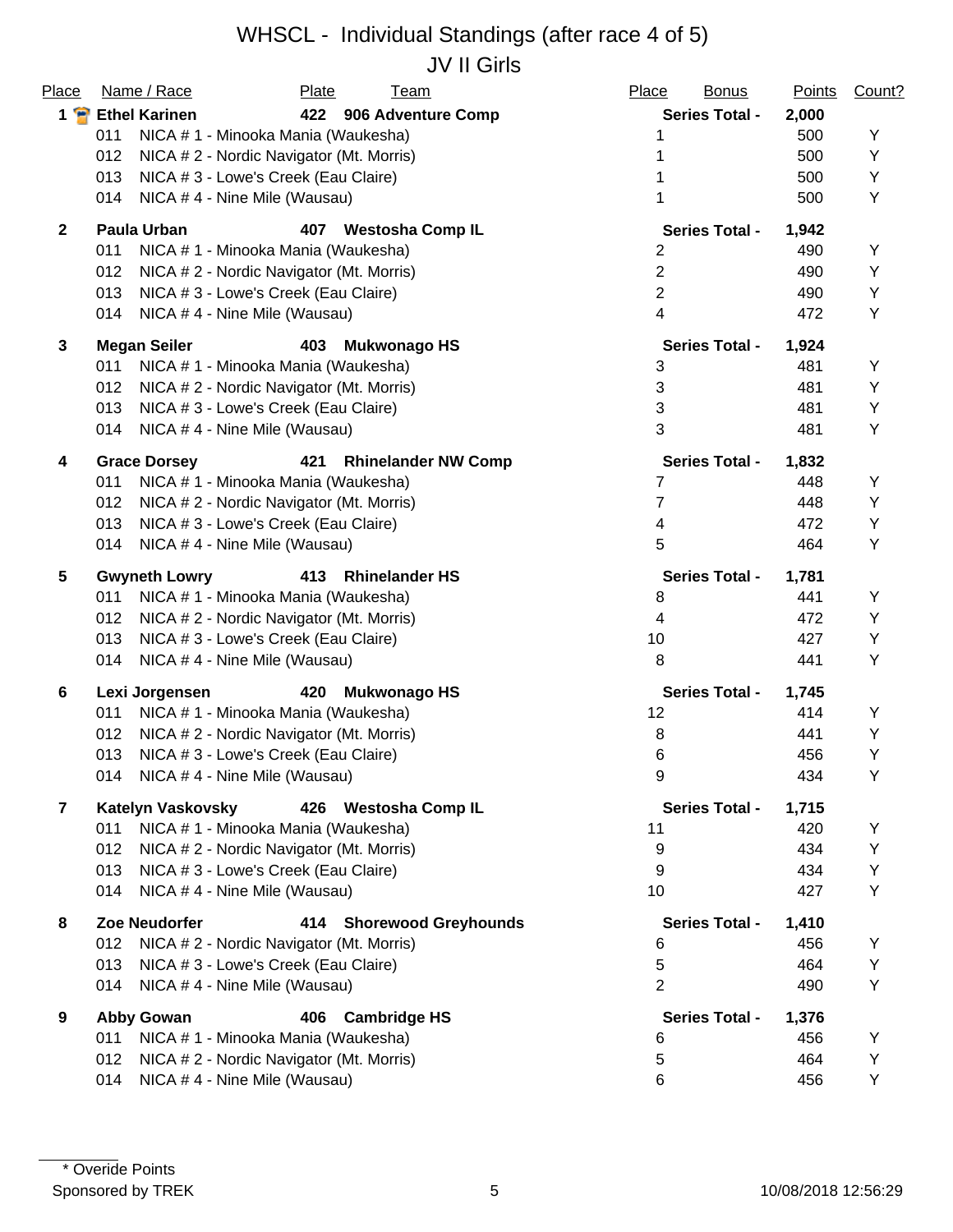# WHSCL - Individual Standings (after race 4 of 5)

## JV II Girls

| Place | Name / Race | Plate | Team | Place | Bonus | Points | Count? |
|---|---|---|---|---|---|---|---|
| **1** | **Ethel Karinen** | **422** | **906 Adventure Comp** | **Series Total -** | | **2,000** | |
| | 011 NICA # 1 - Minooka Mania (Waukesha) | | | 1 | | 500 | Y |
| | 012 NICA # 2 - Nordic Navigator (Mt. Morris) | | | 1 | | 500 | Y |
| | 013 NICA # 3 - Lowe's Creek (Eau Claire) | | | 1 | | 500 | Y |
| | 014 NICA # 4 - Nine Mile (Wausau) | | | 1 | | 500 | Y |
| **2** | **Paula Urban** | **407** | **Westosha Comp IL** | **Series Total -** | | **1,942** | |
| | 011 NICA # 1 - Minooka Mania (Waukesha) | | | 2 | | 490 | Y |
| | 012 NICA # 2 - Nordic Navigator (Mt. Morris) | | | 2 | | 490 | Y |
| | 013 NICA # 3 - Lowe's Creek (Eau Claire) | | | 2 | | 490 | Y |
| | 014 NICA # 4 - Nine Mile (Wausau) | | | 4 | | 472 | Y |
| **3** | **Megan Seiler** | **403** | **Mukwonago HS** | **Series Total -** | | **1,924** | |
| | 011 NICA # 1 - Minooka Mania (Waukesha) | | | 3 | | 481 | Y |
| | 012 NICA # 2 - Nordic Navigator (Mt. Morris) | | | 3 | | 481 | Y |
| | 013 NICA # 3 - Lowe's Creek (Eau Claire) | | | 3 | | 481 | Y |
| | 014 NICA # 4 - Nine Mile (Wausau) | | | 3 | | 481 | Y |
| **4** | **Grace Dorsey** | **421** | **Rhinelander NW Comp** | **Series Total -** | | **1,832** | |
| | 011 NICA # 1 - Minooka Mania (Waukesha) | | | 7 | | 448 | Y |
| | 012 NICA # 2 - Nordic Navigator (Mt. Morris) | | | 7 | | 448 | Y |
| | 013 NICA # 3 - Lowe's Creek (Eau Claire) | | | 4 | | 472 | Y |
| | 014 NICA # 4 - Nine Mile (Wausau) | | | 5 | | 464 | Y |
| **5** | **Gwyneth Lowry** | **413** | **Rhinelander HS** | **Series Total -** | | **1,781** | |
| | 011 NICA # 1 - Minooka Mania (Waukesha) | | | 8 | | 441 | Y |
| | 012 NICA # 2 - Nordic Navigator (Mt. Morris) | | | 4 | | 472 | Y |
| | 013 NICA # 3 - Lowe's Creek (Eau Claire) | | | 10 | | 427 | Y |
| | 014 NICA # 4 - Nine Mile (Wausau) | | | 8 | | 441 | Y |
| **6** | **Lexi Jorgensen** | **420** | **Mukwonago HS** | **Series Total -** | | **1,745** | |
| | 011 NICA # 1 - Minooka Mania (Waukesha) | | | 12 | | 414 | Y |
| | 012 NICA # 2 - Nordic Navigator (Mt. Morris) | | | 8 | | 441 | Y |
| | 013 NICA # 3 - Lowe's Creek (Eau Claire) | | | 6 | | 456 | Y |
| | 014 NICA # 4 - Nine Mile (Wausau) | | | 9 | | 434 | Y |
| **7** | **Katelyn Vaskovsky** | **426** | **Westosha Comp IL** | **Series Total -** | | **1,715** | |
| | 011 NICA # 1 - Minooka Mania (Waukesha) | | | 11 | | 420 | Y |
| | 012 NICA # 2 - Nordic Navigator (Mt. Morris) | | | 9 | | 434 | Y |
| | 013 NICA # 3 - Lowe's Creek (Eau Claire) | | | 9 | | 434 | Y |
| | 014 NICA # 4 - Nine Mile (Wausau) | | | 10 | | 427 | Y |
| **8** | **Zoe Neudorfer** | **414** | **Shorewood Greyhounds** | **Series Total -** | | **1,410** | |
| | 012 NICA # 2 - Nordic Navigator (Mt. Morris) | | | 6 | | 456 | Y |
| | 013 NICA # 3 - Lowe's Creek (Eau Claire) | | | 5 | | 464 | Y |
| | 014 NICA # 4 - Nine Mile (Wausau) | | | 2 | | 490 | Y |
| **9** | **Abby Gowan** | **406** | **Cambridge HS** | **Series Total -** | | **1,376** | |
| | 011 NICA # 1 - Minooka Mania (Waukesha) | | | 6 | | 456 | Y |
| | 012 NICA # 2 - Nordic Navigator (Mt. Morris) | | | 5 | | 464 | Y |
| | 014 NICA # 4 - Nine Mile (Wausau) | | | 6 | | 456 | Y |

\* Overide Points

Sponsored by TREK 10/08/2018 12:56:29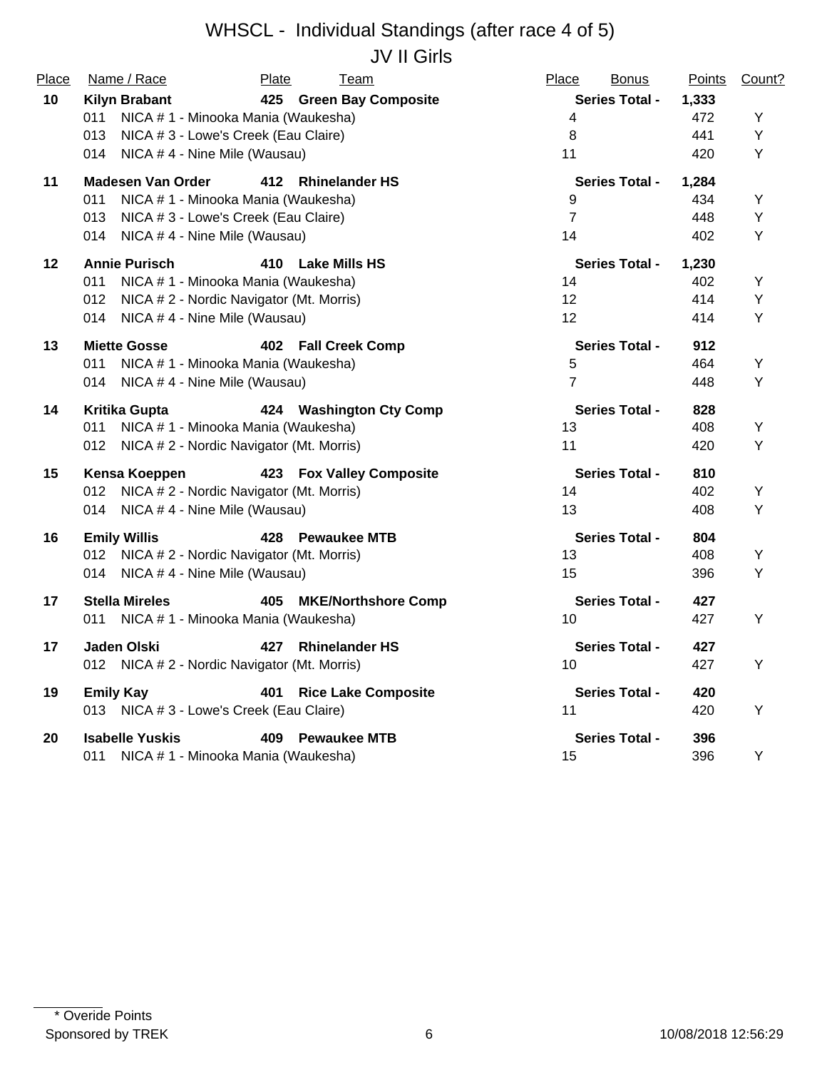# WHSCL - Individual Standings (after race 4 of 5)

## JV II Girls

| Place | Name / Race | Plate | Team | Place | Bonus | Points | Count? |
|---|---|---|---|---|---|---|---|
| **10** | **Kilyn Brabant** | **425** | **Green Bay Composite** | | **Series Total -** | **1,333** | |
| | 011 NICA # 1 - Minooka Mania (Waukesha) | | | 4 | | 472 | Y |
| | 013 NICA # 3 - Lowe's Creek (Eau Claire) | | | 8 | | 441 | Y |
| | 014 NICA # 4 - Nine Mile (Wausau) | | | 11 | | 420 | Y |
| **11** | **Madesen Van Order** | **412** | **Rhinelander HS** | | **Series Total -** | **1,284** | |
| | 011 NICA # 1 - Minooka Mania (Waukesha) | | | 9 | | 434 | Y |
| | 013 NICA # 3 - Lowe's Creek (Eau Claire) | | | 7 | | 448 | Y |
| | 014 NICA # 4 - Nine Mile (Wausau) | | | 14 | | 402 | Y |
| **12** | **Annie Purisch** | **410** | **Lake Mills HS** | | **Series Total -** | **1,230** | |
| | 011 NICA # 1 - Minooka Mania (Waukesha) | | | 14 | | 402 | Y |
| | 012 NICA # 2 - Nordic Navigator (Mt. Morris) | | | 12 | | 414 | Y |
| | 014 NICA # 4 - Nine Mile (Wausau) | | | 12 | | 414 | Y |
| **13** | **Miette Gosse** | **402** | **Fall Creek Comp** | | **Series Total -** | **912** | |
| | 011 NICA # 1 - Minooka Mania (Waukesha) | | | 5 | | 464 | Y |
| | 014 NICA # 4 - Nine Mile (Wausau) | | | 7 | | 448 | Y |
| **14** | **Kritika Gupta** | **424** | **Washington Cty Comp** | | **Series Total -** | **828** | |
| | 011 NICA # 1 - Minooka Mania (Waukesha) | | | 13 | | 408 | Y |
| | 012 NICA # 2 - Nordic Navigator (Mt. Morris) | | | 11 | | 420 | Y |
| **15** | **Kensa Koeppen** | **423** | **Fox Valley Composite** | | **Series Total -** | **810** | |
| | 012 NICA # 2 - Nordic Navigator (Mt. Morris) | | | 14 | | 402 | Y |
| | 014 NICA # 4 - Nine Mile (Wausau) | | | 13 | | 408 | Y |
| **16** | **Emily Willis** | **428** | **Pewaukee MTB** | | **Series Total -** | **804** | |
| | 012 NICA # 2 - Nordic Navigator (Mt. Morris) | | | 13 | | 408 | Y |
| | 014 NICA # 4 - Nine Mile (Wausau) | | | 15 | | 396 | Y |
| **17** | **Stella Mireles** | **405** | **MKE/Northshore Comp** | | **Series Total -** | **427** | |
| | 011 NICA # 1 - Minooka Mania (Waukesha) | | | 10 | | 427 | Y |
| **17** | **Jaden Olski** | **427** | **Rhinelander HS** | | **Series Total -** | **427** | |
| | 012 NICA # 2 - Nordic Navigator (Mt. Morris) | | | 10 | | 427 | Y |
| **19** | **Emily Kay** | **401** | **Rice Lake Composite** | | **Series Total -** | **420** | |
| | 013 NICA # 3 - Lowe's Creek (Eau Claire) | | | 11 | | 420 | Y |
| **20** | **Isabelle Yuskis** | **409** | **Pewaukee MTB** | | **Series Total -** | **396** | |
| | 011 NICA # 1 - Minooka Mania (Waukesha) | | | 15 | | 396 | Y |

\* Overide Points

Sponsored by TREK 10/08/2018 12:56:29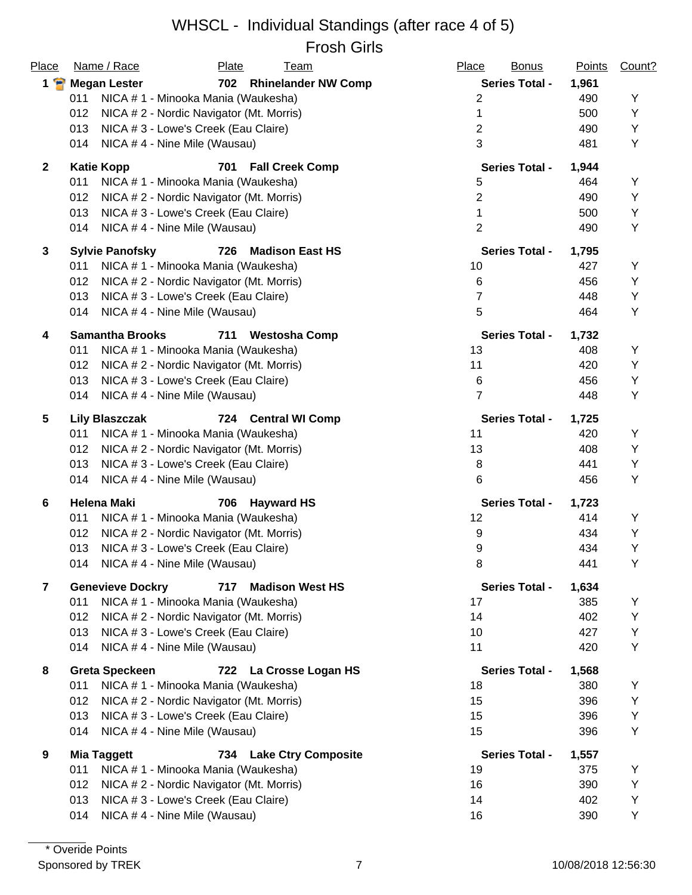# WHSCL - Individual Standings (after race 4 of 5)

## Frosh Girls

| Place | Name / Race | Plate | Team | Place | Bonus | Points | Count? |
|---|---|---|---|---|---|---|---|
| **1** | **Megan Lester** | **702** | **Rhinelander NW Comp** | **Series Total -** | | **1,961** | |
| | 011 NICA # 1 - Minooka Mania (Waukesha) | | | 2 | | 490 | Y |
| | 012 NICA # 2 - Nordic Navigator (Mt. Morris) | | | 1 | | 500 | Y |
| | 013 NICA # 3 - Lowe's Creek (Eau Claire) | | | 2 | | 490 | Y |
| | 014 NICA # 4 - Nine Mile (Wausau) | | | 3 | | 481 | Y |
| **2** | **Katie Kopp** | **701** | **Fall Creek Comp** | **Series Total -** | | **1,944** | |
| | 011 NICA # 1 - Minooka Mania (Waukesha) | | | 5 | | 464 | Y |
| | 012 NICA # 2 - Nordic Navigator (Mt. Morris) | | | 2 | | 490 | Y |
| | 013 NICA # 3 - Lowe's Creek (Eau Claire) | | | 1 | | 500 | Y |
| | 014 NICA # 4 - Nine Mile (Wausau) | | | 2 | | 490 | Y |
| **3** | **Sylvie Panofsky** | **726** | **Madison East HS** | **Series Total -** | | **1,795** | |
| | 011 NICA # 1 - Minooka Mania (Waukesha) | | | 10 | | 427 | Y |
| | 012 NICA # 2 - Nordic Navigator (Mt. Morris) | | | 6 | | 456 | Y |
| | 013 NICA # 3 - Lowe's Creek (Eau Claire) | | | 7 | | 448 | Y |
| | 014 NICA # 4 - Nine Mile (Wausau) | | | 5 | | 464 | Y |
| **4** | **Samantha Brooks** | **711** | **Westosha Comp** | **Series Total -** | | **1,732** | |
| | 011 NICA # 1 - Minooka Mania (Waukesha) | | | 13 | | 408 | Y |
| | 012 NICA # 2 - Nordic Navigator (Mt. Morris) | | | 11 | | 420 | Y |
| | 013 NICA # 3 - Lowe's Creek (Eau Claire) | | | 6 | | 456 | Y |
| | 014 NICA # 4 - Nine Mile (Wausau) | | | 7 | | 448 | Y |
| **5** | **Lily Blaszczak** | **724** | **Central WI Comp** | **Series Total -** | | **1,725** | |
| | 011 NICA # 1 - Minooka Mania (Waukesha) | | | 11 | | 420 | Y |
| | 012 NICA # 2 - Nordic Navigator (Mt. Morris) | | | 13 | | 408 | Y |
| | 013 NICA # 3 - Lowe's Creek (Eau Claire) | | | 8 | | 441 | Y |
| | 014 NICA # 4 - Nine Mile (Wausau) | | | 6 | | 456 | Y |
| **6** | **Helena Maki** | **706** | **Hayward HS** | **Series Total -** | | **1,723** | |
| | 011 NICA # 1 - Minooka Mania (Waukesha) | | | 12 | | 414 | Y |
| | 012 NICA # 2 - Nordic Navigator (Mt. Morris) | | | 9 | | 434 | Y |
| | 013 NICA # 3 - Lowe's Creek (Eau Claire) | | | 9 | | 434 | Y |
| | 014 NICA # 4 - Nine Mile (Wausau) | | | 8 | | 441 | Y |
| **7** | **Genevieve Dockry** | **717** | **Madison West HS** | **Series Total -** | | **1,634** | |
| | 011 NICA # 1 - Minooka Mania (Waukesha) | | | 17 | | 385 | Y |
| | 012 NICA # 2 - Nordic Navigator (Mt. Morris) | | | 14 | | 402 | Y |
| | 013 NICA # 3 - Lowe's Creek (Eau Claire) | | | 10 | | 427 | Y |
| | 014 NICA # 4 - Nine Mile (Wausau) | | | 11 | | 420 | Y |
| **8** | **Greta Speckeen** | **722** | **La Crosse Logan HS** | **Series Total -** | | **1,568** | |
| | 011 NICA # 1 - Minooka Mania (Waukesha) | | | 18 | | 380 | Y |
| | 012 NICA # 2 - Nordic Navigator (Mt. Morris) | | | 15 | | 396 | Y |
| | 013 NICA # 3 - Lowe's Creek (Eau Claire) | | | 15 | | 396 | Y |
| | 014 NICA # 4 - Nine Mile (Wausau) | | | 15 | | 396 | Y |
| **9** | **Mia Taggett** | **734** | **Lake Ctry Composite** | **Series Total -** | | **1,557** | |
| | 011 NICA # 1 - Minooka Mania (Waukesha) | | | 19 | | 375 | Y |
| | 012 NICA # 2 - Nordic Navigator (Mt. Morris) | | | 16 | | 390 | Y |
| | 013 NICA # 3 - Lowe's Creek (Eau Claire) | | | 14 | | 402 | Y |
| | 014 NICA # 4 - Nine Mile (Wausau) | | | 16 | | 390 | Y |

\* Overide Points

Sponsored by TREK

10/08/2018 12:56:30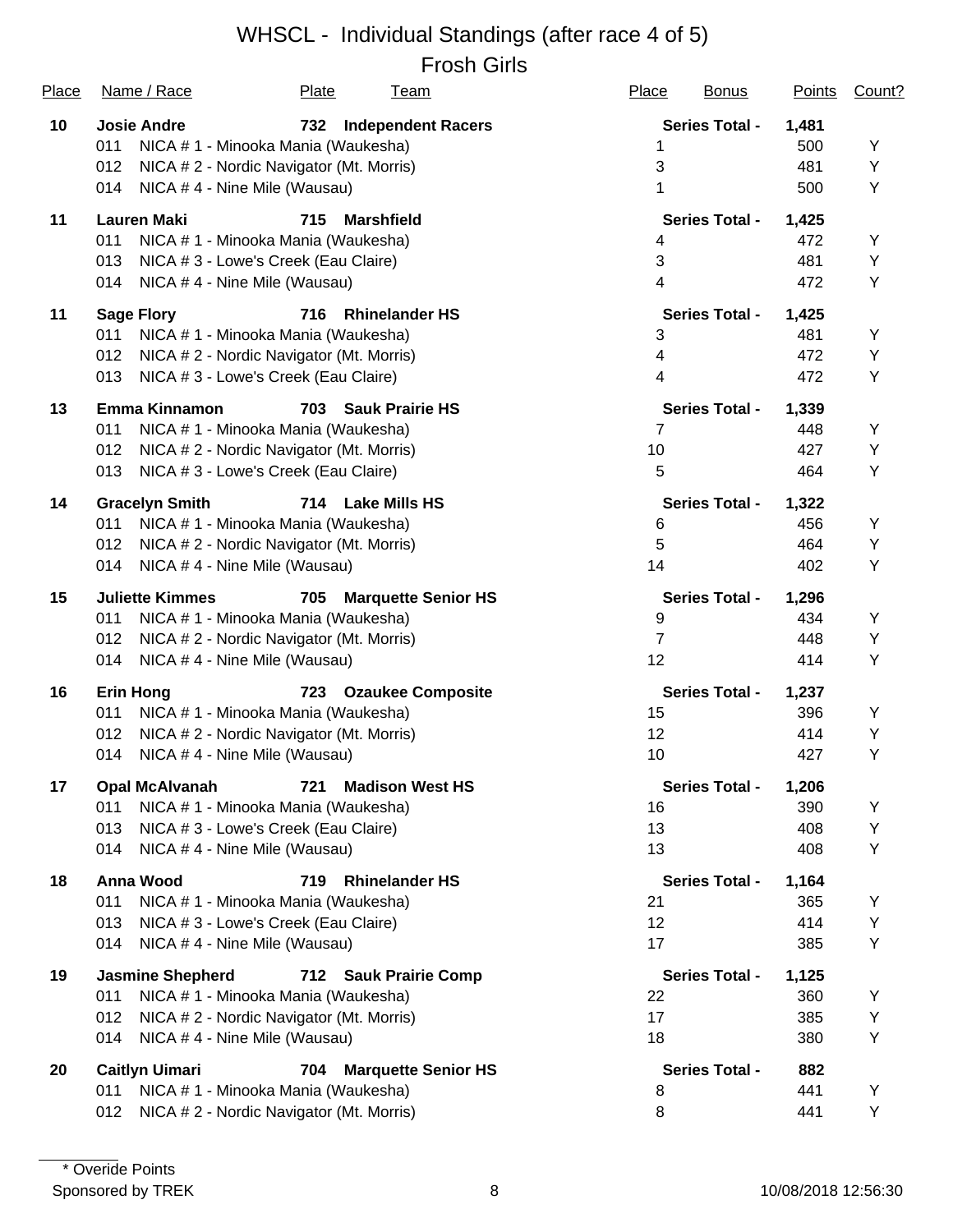# WHSCL - Individual Standings (after race 4 of 5)

## Frosh Girls

| Place | Name / Race | Plate | Team | Place | Bonus | Points | Count? |
|---|---|---|---|---|---|---|---|
| **10** | **Josie Andre** | **732** | **Independent Racers** | | **Series Total -** | **1,481** | |
| | 011 NICA # 1 - Minooka Mania (Waukesha) | | | 1 | | 500 | Y |
| | 012 NICA # 2 - Nordic Navigator (Mt. Morris) | | | 3 | | 481 | Y |
| | 014 NICA # 4 - Nine Mile (Wausau) | | | 1 | | 500 | Y |
| **11** | **Lauren Maki** | **715** | **Marshfield** | | **Series Total -** | **1,425** | |
| | 011 NICA # 1 - Minooka Mania (Waukesha) | | | 4 | | 472 | Y |
| | 013 NICA # 3 - Lowe's Creek (Eau Claire) | | | 3 | | 481 | Y |
| | 014 NICA # 4 - Nine Mile (Wausau) | | | 4 | | 472 | Y |
| **11** | **Sage Flory** | **716** | **Rhinelander HS** | | **Series Total -** | **1,425** | |
| | 011 NICA # 1 - Minooka Mania (Waukesha) | | | 3 | | 481 | Y |
| | 012 NICA # 2 - Nordic Navigator (Mt. Morris) | | | 4 | | 472 | Y |
| | 013 NICA # 3 - Lowe's Creek (Eau Claire) | | | 4 | | 472 | Y |
| **13** | **Emma Kinnamon** | **703** | **Sauk Prairie HS** | | **Series Total -** | **1,339** | |
| | 011 NICA # 1 - Minooka Mania (Waukesha) | | | 7 | | 448 | Y |
| | 012 NICA # 2 - Nordic Navigator (Mt. Morris) | | | 10 | | 427 | Y |
| | 013 NICA # 3 - Lowe's Creek (Eau Claire) | | | 5 | | 464 | Y |
| **14** | **Gracelyn Smith** | **714** | **Lake Mills HS** | | **Series Total -** | **1,322** | |
| | 011 NICA # 1 - Minooka Mania (Waukesha) | | | 6 | | 456 | Y |
| | 012 NICA # 2 - Nordic Navigator (Mt. Morris) | | | 5 | | 464 | Y |
| | 014 NICA # 4 - Nine Mile (Wausau) | | | 14 | | 402 | Y |
| **15** | **Juliette Kimmes** | **705** | **Marquette Senior HS** | | **Series Total -** | **1,296** | |
| | 011 NICA # 1 - Minooka Mania (Waukesha) | | | 9 | | 434 | Y |
| | 012 NICA # 2 - Nordic Navigator (Mt. Morris) | | | 7 | | 448 | Y |
| | 014 NICA # 4 - Nine Mile (Wausau) | | | 12 | | 414 | Y |
| **16** | **Erin Hong** | **723** | **Ozaukee Composite** | | **Series Total -** | **1,237** | |
| | 011 NICA # 1 - Minooka Mania (Waukesha) | | | 15 | | 396 | Y |
| | 012 NICA # 2 - Nordic Navigator (Mt. Morris) | | | 12 | | 414 | Y |
| | 014 NICA # 4 - Nine Mile (Wausau) | | | 10 | | 427 | Y |
| **17** | **Opal McAlvanah** | **721** | **Madison West HS** | | **Series Total -** | **1,206** | |
| | 011 NICA # 1 - Minooka Mania (Waukesha) | | | 16 | | 390 | Y |
| | 013 NICA # 3 - Lowe's Creek (Eau Claire) | | | 13 | | 408 | Y |
| | 014 NICA # 4 - Nine Mile (Wausau) | | | 13 | | 408 | Y |
| **18** | **Anna Wood** | **719** | **Rhinelander HS** | | **Series Total -** | **1,164** | |
| | 011 NICA # 1 - Minooka Mania (Waukesha) | | | 21 | | 365 | Y |
| | 013 NICA # 3 - Lowe's Creek (Eau Claire) | | | 12 | | 414 | Y |
| | 014 NICA # 4 - Nine Mile (Wausau) | | | 17 | | 385 | Y |
| **19** | **Jasmine Shepherd** | **712** | **Sauk Prairie Comp** | | **Series Total -** | **1,125** | |
| | 011 NICA # 1 - Minooka Mania (Waukesha) | | | 22 | | 360 | Y |
| | 012 NICA # 2 - Nordic Navigator (Mt. Morris) | | | 17 | | 385 | Y |
| | 014 NICA # 4 - Nine Mile (Wausau) | | | 18 | | 380 | Y |
| **20** | **Caitlyn Uimari** | **704** | **Marquette Senior HS** | | **Series Total -** | **882** | |
| | 011 NICA # 1 - Minooka Mania (Waukesha) | | | 8 | | 441 | Y |
| | 012 NICA # 2 - Nordic Navigator (Mt. Morris) | | | 8 | | 441 | Y |

\* Overide Points

Sponsored by TREK

10/08/2018 12:56:30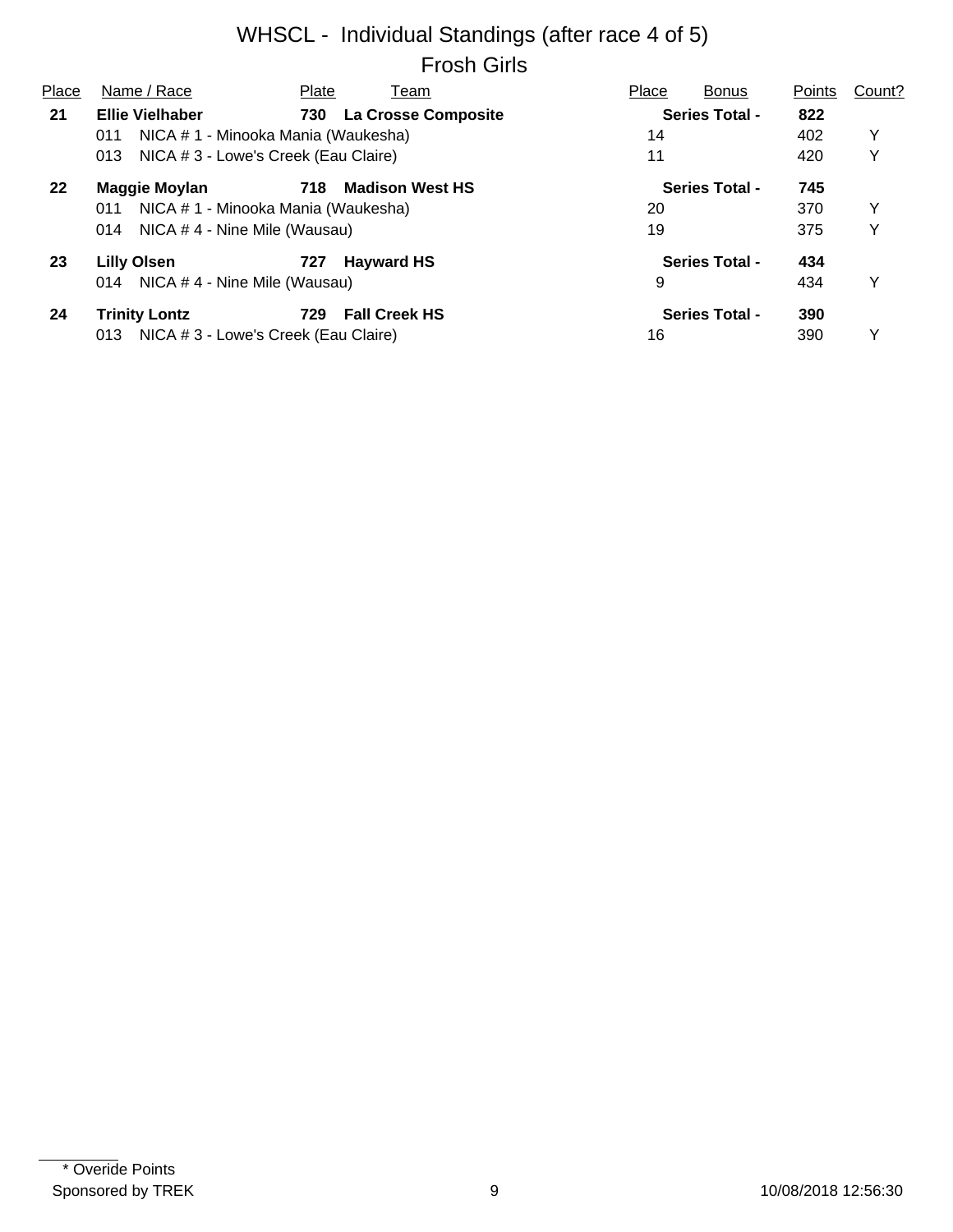# WHSCL - Individual Standings (after race 4 of 5)

## Frosh Girls

| Place | Name / Race | Plate | Team | Place | Bonus | Points | Count? |
|---|---|---|---|---|---|---|---|
| **21** | **Ellie Vielhaber** | **730** | **La Crosse Composite** | | **Series Total -** | **822** | |
| | 011 NICA # 1 - Minooka Mania (Waukesha) | | | 14 | | 402 | Y |
| | 013 NICA # 3 - Lowe's Creek (Eau Claire) | | | 11 | | 420 | Y |
| **22** | **Maggie Moylan** | **718** | **Madison West HS** | | **Series Total -** | **745** | |
| | 011 NICA # 1 - Minooka Mania (Waukesha) | | | 20 | | 370 | Y |
| | 014 NICA # 4 - Nine Mile (Wausau) | | | 19 | | 375 | Y |
| **23** | **Lilly Olsen** | **727** | **Hayward HS** | | **Series Total -** | **434** | |
| | 014 NICA # 4 - Nine Mile (Wausau) | | | 9 | | 434 | Y |
| **24** | **Trinity Lontz** | **729** | **Fall Creek HS** | | **Series Total -** | **390** | |
| | 013 NICA # 3 - Lowe's Creek (Eau Claire) | | | 16 | | 390 | Y |

\* Overide Points

Sponsored by TREK

10/08/2018 12:56:30